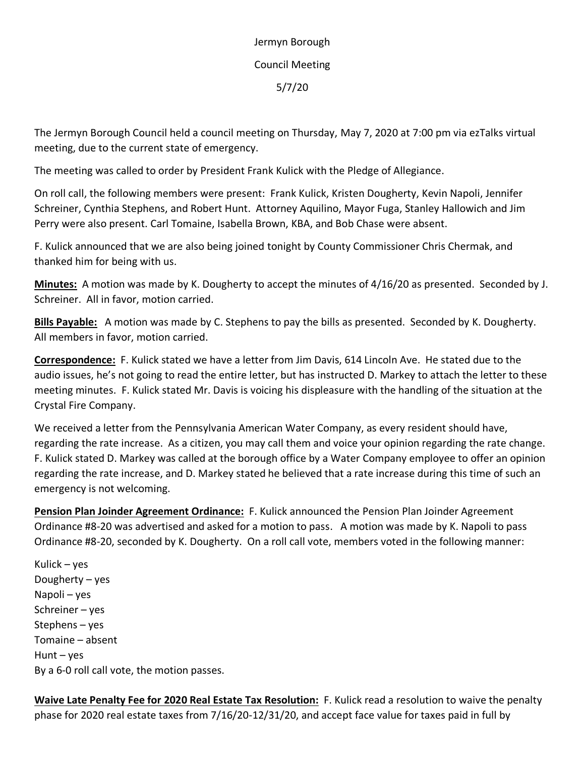Jermyn Borough

Council Meeting

5/7/20

The Jermyn Borough Council held a council meeting on Thursday, May 7, 2020 at 7:00 pm via ezTalks virtual meeting, due to the current state of emergency.

The meeting was called to order by President Frank Kulick with the Pledge of Allegiance.

On roll call, the following members were present: Frank Kulick, Kristen Dougherty, Kevin Napoli, Jennifer Schreiner, Cynthia Stephens, and Robert Hunt. Attorney Aquilino, Mayor Fuga, Stanley Hallowich and Jim Perry were also present. Carl Tomaine, Isabella Brown, KBA, and Bob Chase were absent.

F. Kulick announced that we are also being joined tonight by County Commissioner Chris Chermak, and thanked him for being with us.

**Minutes:** A motion was made by K. Dougherty to accept the minutes of 4/16/20 as presented. Seconded by J. Schreiner. All in favor, motion carried.

**Bills Payable:** A motion was made by C. Stephens to pay the bills as presented. Seconded by K. Dougherty. All members in favor, motion carried.

**Correspondence:** F. Kulick stated we have a letter from Jim Davis, 614 Lincoln Ave. He stated due to the audio issues, he's not going to read the entire letter, but has instructed D. Markey to attach the letter to these meeting minutes. F. Kulick stated Mr. Davis is voicing his displeasure with the handling of the situation at the Crystal Fire Company.

We received a letter from the Pennsylvania American Water Company, as every resident should have, regarding the rate increase. As a citizen, you may call them and voice your opinion regarding the rate change. F. Kulick stated D. Markey was called at the borough office by a Water Company employee to offer an opinion regarding the rate increase, and D. Markey stated he believed that a rate increase during this time of such an emergency is not welcoming.

**Pension Plan Joinder Agreement Ordinance:** F. Kulick announced the Pension Plan Joinder Agreement Ordinance #8-20 was advertised and asked for a motion to pass. A motion was made by K. Napoli to pass Ordinance #8-20, seconded by K. Dougherty. On a roll call vote, members voted in the following manner:

Kulick – yes
Dougherty – yes
Napoli – yes
Schreiner – yes
Stephens – yes
Tomaine – absent
Hunt – yes
By a 6-0 roll call vote, the motion passes.

**Waive Late Penalty Fee for 2020 Real Estate Tax Resolution:** F. Kulick read a resolution to waive the penalty phase for 2020 real estate taxes from 7/16/20-12/31/20, and accept face value for taxes paid in full by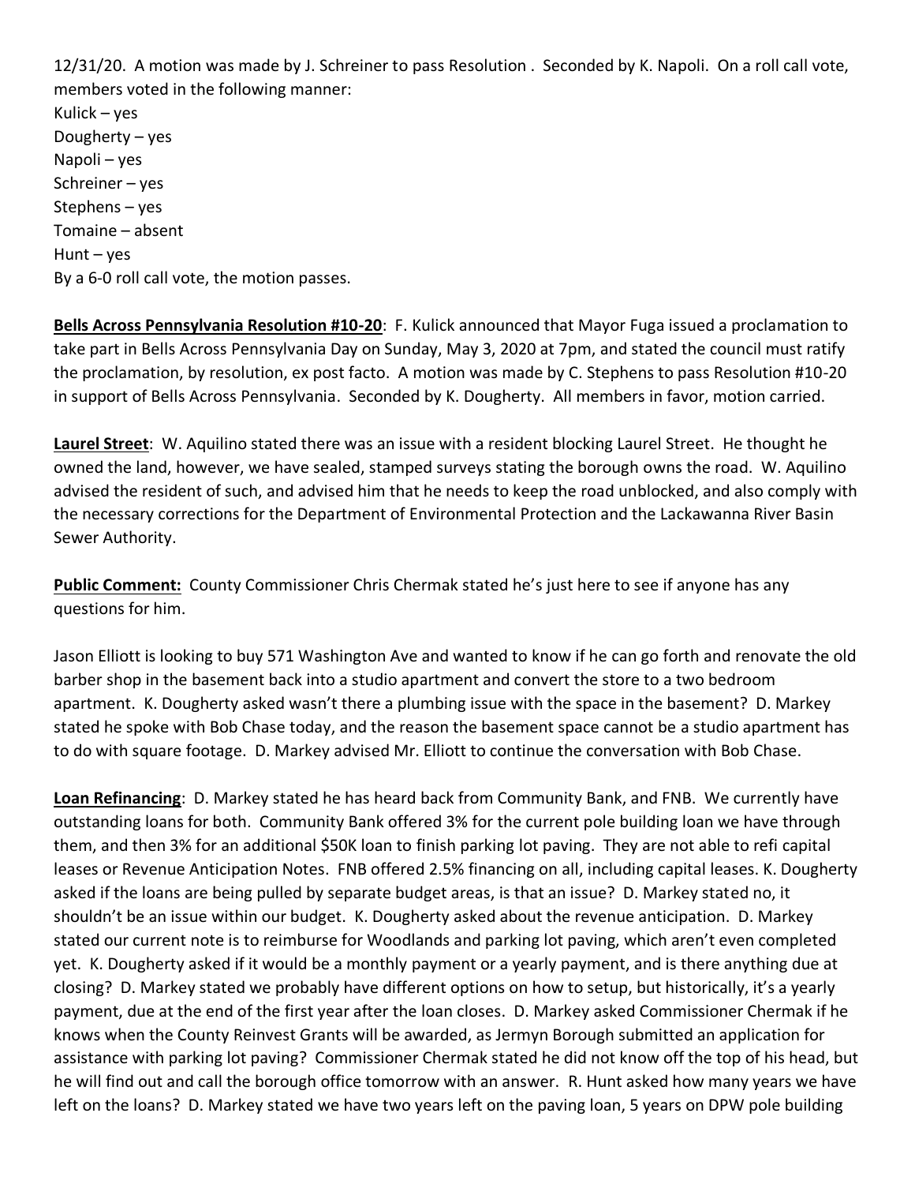12/31/20. A motion was made by J. Schreiner to pass Resolution . Seconded by K. Napoli. On a roll call vote, members voted in the following manner:

Kulick – yes
Dougherty – yes
Napoli – yes
Schreiner – yes
Stephens – yes
Tomaine – absent
Hunt – yes
By a 6-0 roll call vote, the motion passes.

**Bells Across Pennsylvania Resolution #10-20**: F. Kulick announced that Mayor Fuga issued a proclamation to take part in Bells Across Pennsylvania Day on Sunday, May 3, 2020 at 7pm, and stated the council must ratify the proclamation, by resolution, ex post facto. A motion was made by C. Stephens to pass Resolution #10-20 in support of Bells Across Pennsylvania. Seconded by K. Dougherty. All members in favor, motion carried.

**Laurel Street**: W. Aquilino stated there was an issue with a resident blocking Laurel Street. He thought he owned the land, however, we have sealed, stamped surveys stating the borough owns the road. W. Aquilino advised the resident of such, and advised him that he needs to keep the road unblocked, and also comply with the necessary corrections for the Department of Environmental Protection and the Lackawanna River Basin Sewer Authority.

**Public Comment:** County Commissioner Chris Chermak stated he's just here to see if anyone has any questions for him.

Jason Elliott is looking to buy 571 Washington Ave and wanted to know if he can go forth and renovate the old barber shop in the basement back into a studio apartment and convert the store to a two bedroom apartment. K. Dougherty asked wasn't there a plumbing issue with the space in the basement? D. Markey stated he spoke with Bob Chase today, and the reason the basement space cannot be a studio apartment has to do with square footage. D. Markey advised Mr. Elliott to continue the conversation with Bob Chase.

**Loan Refinancing**: D. Markey stated he has heard back from Community Bank, and FNB. We currently have outstanding loans for both. Community Bank offered 3% for the current pole building loan we have through them, and then 3% for an additional $50K loan to finish parking lot paving. They are not able to refi capital leases or Revenue Anticipation Notes. FNB offered 2.5% financing on all, including capital leases. K. Dougherty asked if the loans are being pulled by separate budget areas, is that an issue? D. Markey stated no, it shouldn't be an issue within our budget. K. Dougherty asked about the revenue anticipation. D. Markey stated our current note is to reimburse for Woodlands and parking lot paving, which aren't even completed yet. K. Dougherty asked if it would be a monthly payment or a yearly payment, and is there anything due at closing? D. Markey stated we probably have different options on how to setup, but historically, it's a yearly payment, due at the end of the first year after the loan closes. D. Markey asked Commissioner Chermak if he knows when the County Reinvest Grants will be awarded, as Jermyn Borough submitted an application for assistance with parking lot paving? Commissioner Chermak stated he did not know off the top of his head, but he will find out and call the borough office tomorrow with an answer. R. Hunt asked how many years we have left on the loans? D. Markey stated we have two years left on the paving loan, 5 years on DPW pole building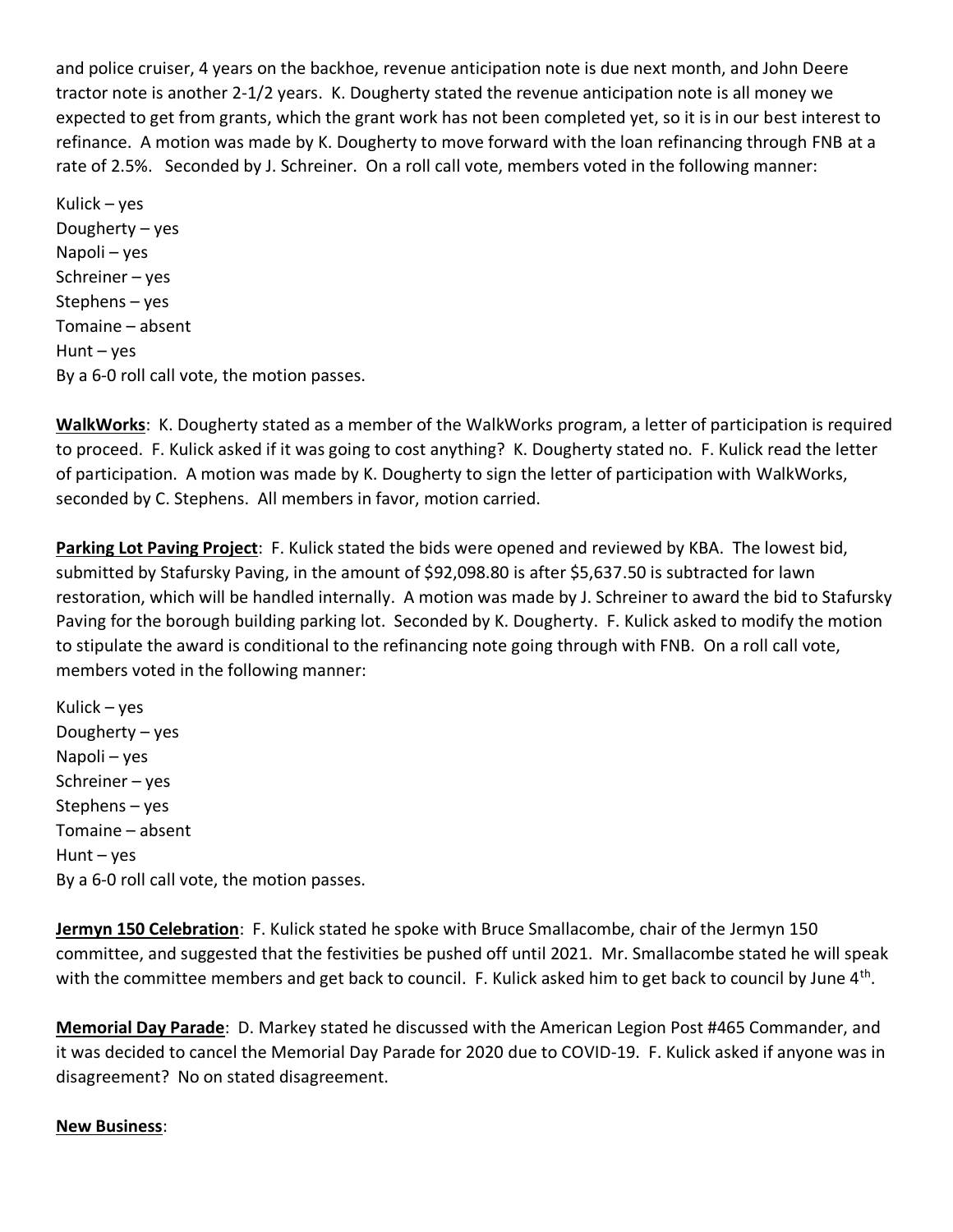and police cruiser, 4 years on the backhoe, revenue anticipation note is due next month, and John Deere tractor note is another 2-1/2 years. K. Dougherty stated the revenue anticipation note is all money we expected to get from grants, which the grant work has not been completed yet, so it is in our best interest to refinance. A motion was made by K. Dougherty to move forward with the loan refinancing through FNB at a rate of 2.5%. Seconded by J. Schreiner. On a roll call vote, members voted in the following manner:

Kulick – yes
Dougherty – yes
Napoli – yes
Schreiner – yes
Stephens – yes
Tomaine – absent
Hunt – yes
By a 6-0 roll call vote, the motion passes.

**WalkWorks**: K. Dougherty stated as a member of the WalkWorks program, a letter of participation is required to proceed. F. Kulick asked if it was going to cost anything? K. Dougherty stated no. F. Kulick read the letter of participation. A motion was made by K. Dougherty to sign the letter of participation with WalkWorks, seconded by C. Stephens. All members in favor, motion carried.

**Parking Lot Paving Project**: F. Kulick stated the bids were opened and reviewed by KBA. The lowest bid, submitted by Stafursky Paving, in the amount of $92,098.80 is after $5,637.50 is subtracted for lawn restoration, which will be handled internally. A motion was made by J. Schreiner to award the bid to Stafursky Paving for the borough building parking lot. Seconded by K. Dougherty. F. Kulick asked to modify the motion to stipulate the award is conditional to the refinancing note going through with FNB. On a roll call vote, members voted in the following manner:

Kulick – yes
Dougherty – yes
Napoli – yes
Schreiner – yes
Stephens – yes
Tomaine – absent
Hunt – yes
By a 6-0 roll call vote, the motion passes.

**Jermyn 150 Celebration**: F. Kulick stated he spoke with Bruce Smallacombe, chair of the Jermyn 150 committee, and suggested that the festivities be pushed off until 2021. Mr. Smallacombe stated he will speak with the committee members and get back to council. F. Kulick asked him to get back to council by June 4th.

**Memorial Day Parade**: D. Markey stated he discussed with the American Legion Post #465 Commander, and it was decided to cancel the Memorial Day Parade for 2020 due to COVID-19. F. Kulick asked if anyone was in disagreement? No on stated disagreement.

**New Business**: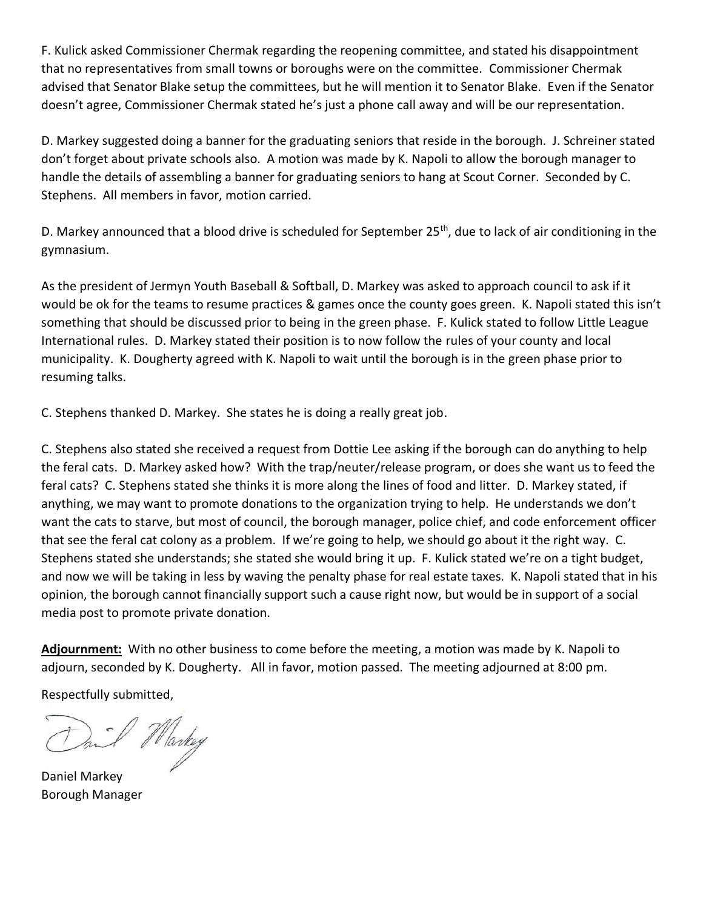F. Kulick asked Commissioner Chermak regarding the reopening committee, and stated his disappointment that no representatives from small towns or boroughs were on the committee. Commissioner Chermak advised that Senator Blake setup the committees, but he will mention it to Senator Blake. Even if the Senator doesn't agree, Commissioner Chermak stated he's just a phone call away and will be our representation.

D. Markey suggested doing a banner for the graduating seniors that reside in the borough. J. Schreiner stated don't forget about private schools also. A motion was made by K. Napoli to allow the borough manager to handle the details of assembling a banner for graduating seniors to hang at Scout Corner. Seconded by C. Stephens. All members in favor, motion carried.

D. Markey announced that a blood drive is scheduled for September 25th, due to lack of air conditioning in the gymnasium.

As the president of Jermyn Youth Baseball & Softball, D. Markey was asked to approach council to ask if it would be ok for the teams to resume practices & games once the county goes green. K. Napoli stated this isn't something that should be discussed prior to being in the green phase. F. Kulick stated to follow Little League International rules. D. Markey stated their position is to now follow the rules of your county and local municipality. K. Dougherty agreed with K. Napoli to wait until the borough is in the green phase prior to resuming talks.

C. Stephens thanked D. Markey. She states he is doing a really great job.

C. Stephens also stated she received a request from Dottie Lee asking if the borough can do anything to help the feral cats. D. Markey asked how? With the trap/neuter/release program, or does she want us to feed the feral cats? C. Stephens stated she thinks it is more along the lines of food and litter. D. Markey stated, if anything, we may want to promote donations to the organization trying to help. He understands we don't want the cats to starve, but most of council, the borough manager, police chief, and code enforcement officer that see the feral cat colony as a problem. If we're going to help, we should go about it the right way. C. Stephens stated she understands; she stated she would bring it up. F. Kulick stated we're on a tight budget, and now we will be taking in less by waving the penalty phase for real estate taxes. K. Napoli stated that in his opinion, the borough cannot financially support such a cause right now, but would be in support of a social media post to promote private donation.

**Adjournment:** With no other business to come before the meeting, a motion was made by K. Napoli to adjourn, seconded by K. Dougherty. All in favor, motion passed. The meeting adjourned at 8:00 pm.

Respectfully submitted,

Daniel Markey
Borough Manager